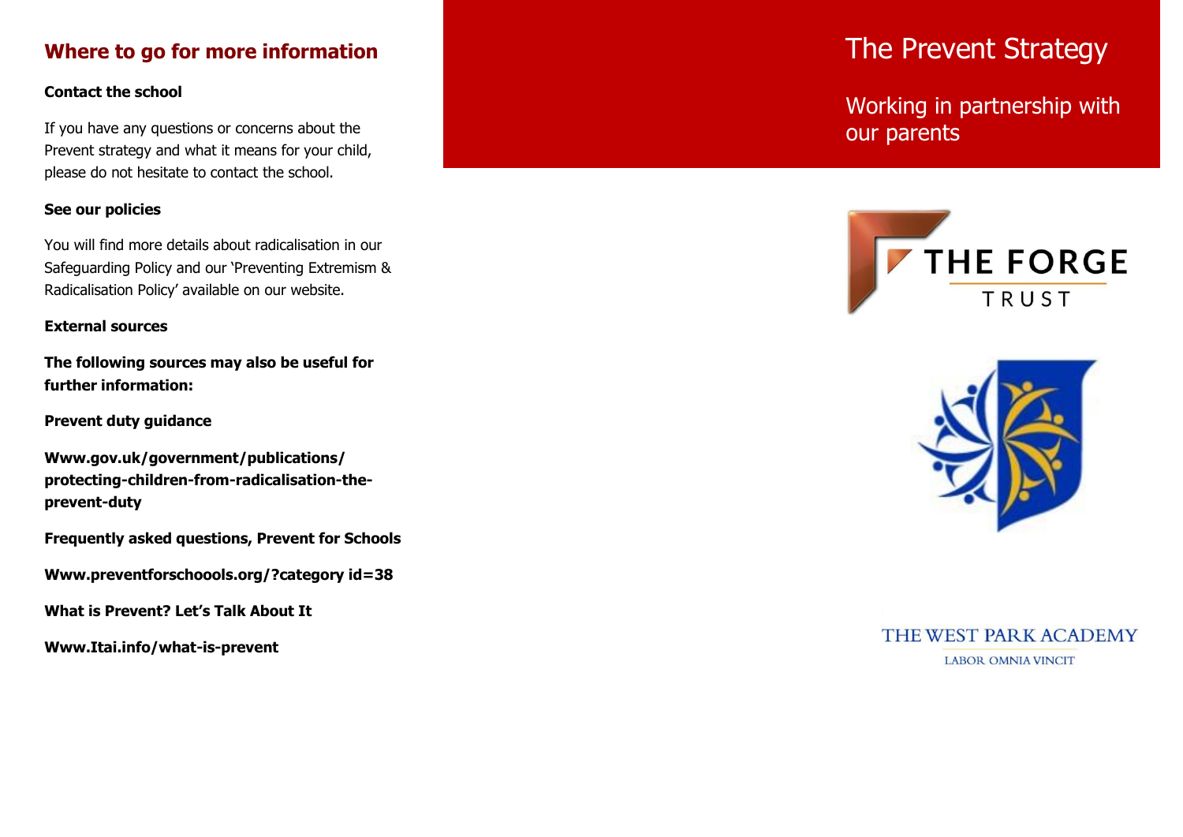## Where to go for more information

**Contact the school**

If you have any questions or concerns about the Prevent strategy and what it means for your child, please do not hesitate to contact the school.

**See our policies**

You will find more details about radicalisation in our Safeguarding Policy and our 'Preventing Extremism & Radicalisation Policy' available on our website.

**External sources**

**The following sources may also be useful for further information:**

**Prevent duty guidance**

**Www.gov.uk/government/publications/protecting-children-from-radicalisation-the-prevent-duty**

**Frequently asked questions, Prevent for Schools**

**Www.preventforschoools.org/?category id=38**

**What is Prevent? Let's Talk About It**

**Www.Itai.info/what-is-prevent**

# The Prevent Strategy

## Working in partnership with our parents

THE FORGE TRUST

THE WEST PARK ACADEMY

LABOR OMNIA VINCIT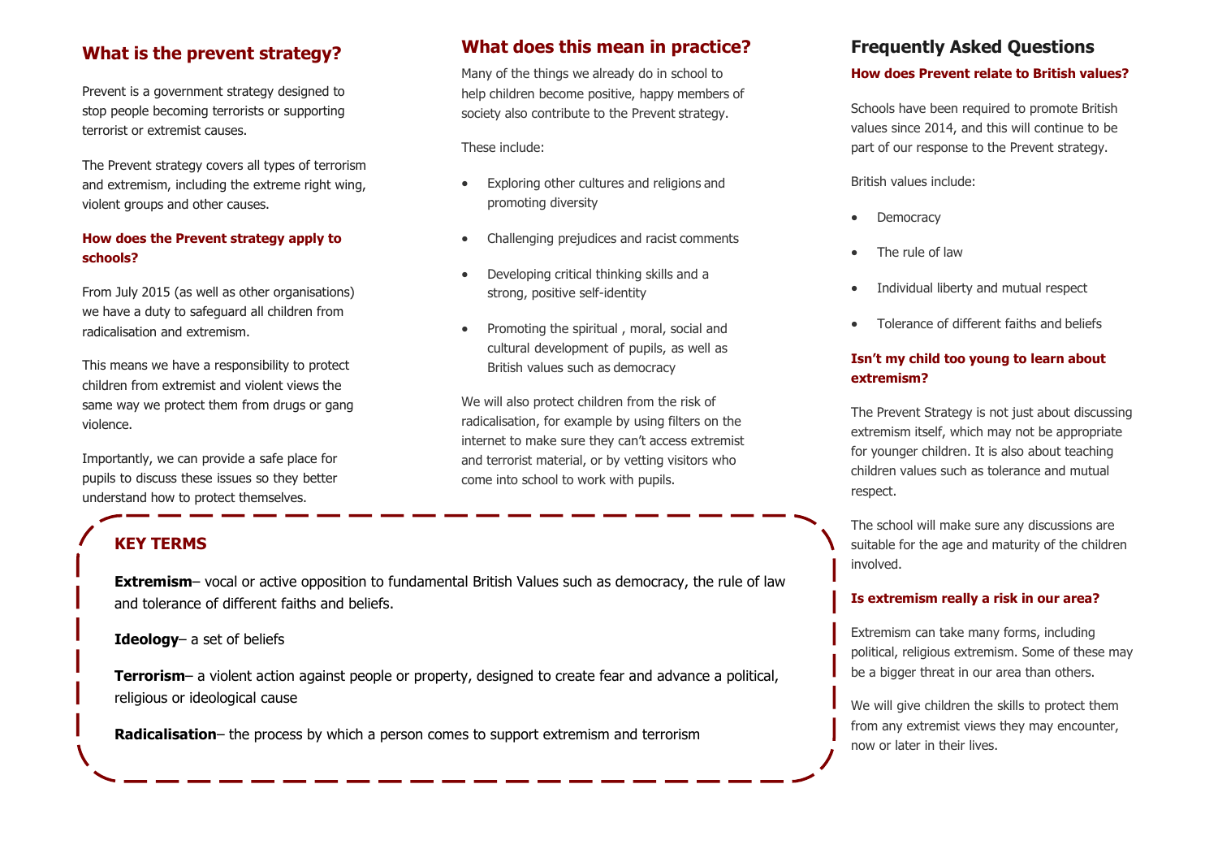## What is the prevent strategy?

Prevent is a government strategy designed to stop people becoming terrorists or supporting terrorist or extremist causes.

The Prevent strategy covers all types of terrorism and extremism, including the extreme right wing, violent groups and other causes.

### How does the Prevent strategy apply to schools?

From July 2015 (as well as other organisations) we have a duty to safeguard all children from radicalisation and extremism.

This means we have a responsibility to protect children from extremist and violent views the same way we protect them from drugs or gang violence.

Importantly, we can provide a safe place for pupils to discuss these issues so they better understand how to protect themselves.

## What does this mean in practice?

Many of the things we already do in school to help children become positive, happy members of society also contribute to the Prevent strategy.

These include:

- Exploring other cultures and religions and promoting diversity
- Challenging prejudices and racist comments
- Developing critical thinking skills and a strong, positive self-identity
- Promoting the spiritual , moral, social and cultural development of pupils, as well as British values such as democracy

We will also protect children from the risk of radicalisation, for example by using filters on the internet to make sure they can't access extremist and terrorist material, or by vetting visitors who come into school to work with pupils.

## KEY TERMS

**Extremism**– vocal or active opposition to fundamental British Values such as democracy, the rule of law and tolerance of different faiths and beliefs.

**Ideology**– a set of beliefs

**Terrorism**– a violent action against people or property, designed to create fear and advance a political, religious or ideological cause

**Radicalisation**– the process by which a person comes to support extremism and terrorism

## Frequently Asked Questions

### How does Prevent relate to British values?

Schools have been required to promote British values since 2014, and this will continue to be part of our response to the Prevent strategy.

British values include:

- Democracy
- The rule of law
- Individual liberty and mutual respect
- Tolerance of different faiths and beliefs

### Isn't my child too young to learn about extremism?

The Prevent Strategy is not just about discussing extremism itself, which may not be appropriate for younger children. It is also about teaching children values such as tolerance and mutual respect.

The school will make sure any discussions are suitable for the age and maturity of the children involved.

### Is extremism really a risk in our area?

Extremism can take many forms, including political, religious extremism. Some of these may be a bigger threat in our area than others.

We will give children the skills to protect them from any extremist views they may encounter, now or later in their lives.